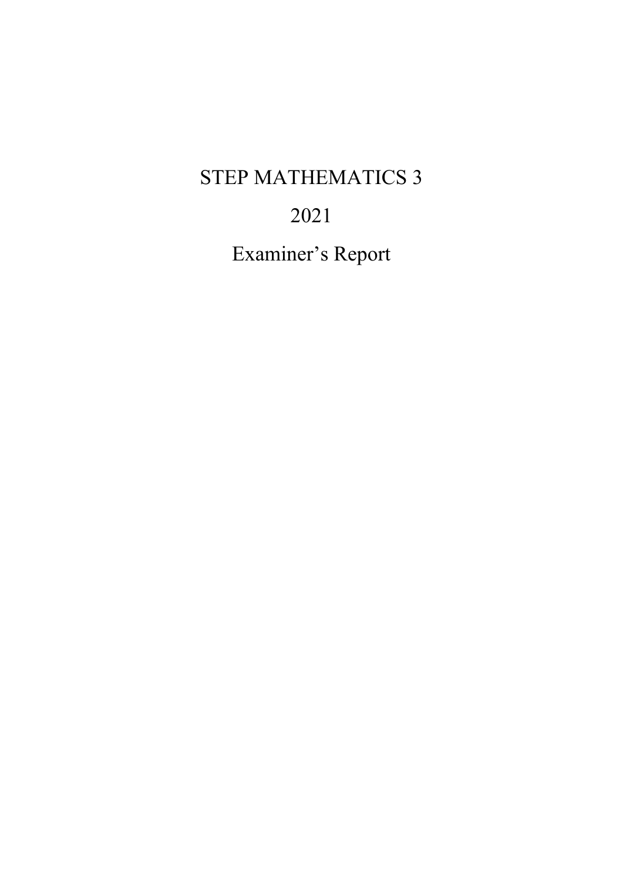# STEP MATHEMATICS 3

# 2021

# Examiner's Report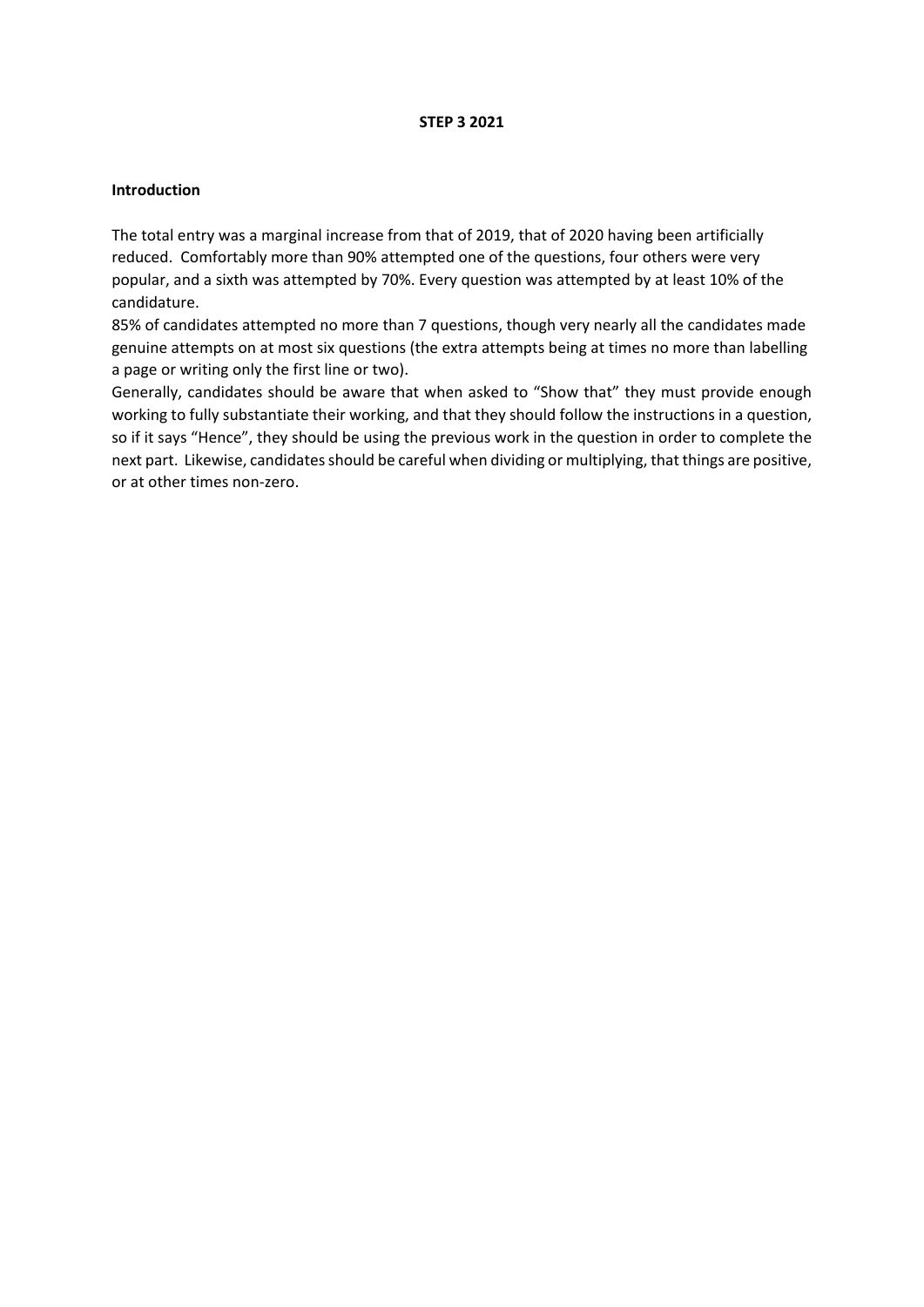# STEP 3 2021

## Introduction

The total entry was a marginal increase from that of 2019, that of 2020 having been artificially reduced. Comfortably more than 90% attempted one of the questions, four others were very popular, and a sixth was attempted by 70%. Every question was attempted by at least 10% of the candidature.

85% of candidates attempted no more than 7 questions, though very nearly all the candidates made genuine attempts on at most six questions (the extra attempts being at times no more than labelling a page or writing only the first line or two).

Generally, candidates should be aware that when asked to "Show that" they must provide enough working to fully substantiate their working, and that they should follow the instructions in a question, so if it says "Hence", they should be using the previous work in the question in order to complete the next part. Likewise, candidates should be careful when dividing or multiplying, that things are positive, or at other times non-zero.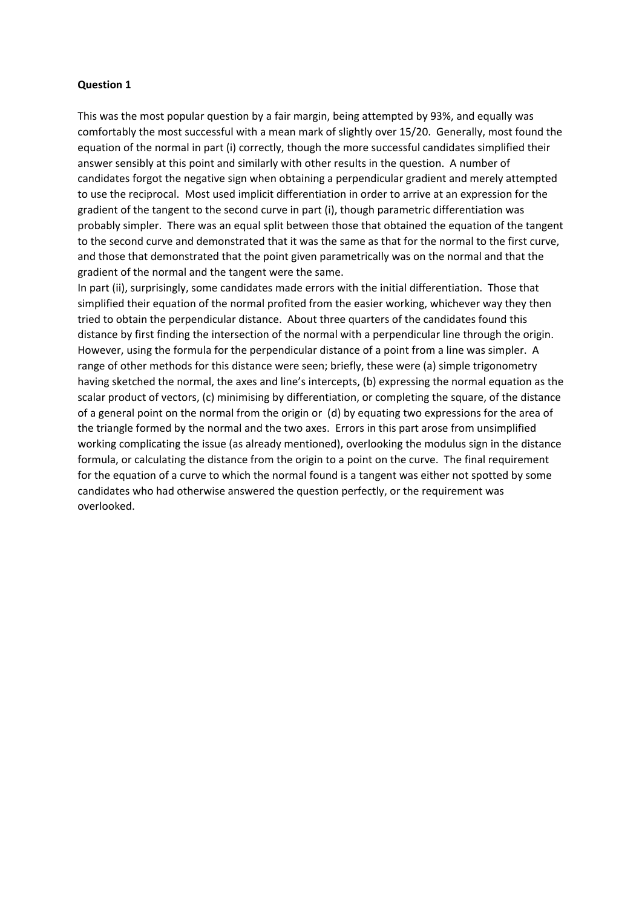**Question 1**

This was the most popular question by a fair margin, being attempted by 93%, and equally was comfortably the most successful with a mean mark of slightly over 15/20. Generally, most found the equation of the normal in part (i) correctly, though the more successful candidates simplified their answer sensibly at this point and similarly with other results in the question. A number of candidates forgot the negative sign when obtaining a perpendicular gradient and merely attempted to use the reciprocal. Most used implicit differentiation in order to arrive at an expression for the gradient of the tangent to the second curve in part (i), though parametric differentiation was probably simpler. There was an equal split between those that obtained the equation of the tangent to the second curve and demonstrated that it was the same as that for the normal to the first curve, and those that demonstrated that the point given parametrically was on the normal and that the gradient of the normal and the tangent were the same.

In part (ii), surprisingly, some candidates made errors with the initial differentiation. Those that simplified their equation of the normal profited from the easier working, whichever way they then tried to obtain the perpendicular distance. About three quarters of the candidates found this distance by first finding the intersection of the normal with a perpendicular line through the origin. However, using the formula for the perpendicular distance of a point from a line was simpler. A range of other methods for this distance were seen; briefly, these were (a) simple trigonometry having sketched the normal, the axes and line's intercepts, (b) expressing the normal equation as the scalar product of vectors, (c) minimising by differentiation, or completing the square, of the distance of a general point on the normal from the origin or (d) by equating two expressions for the area of the triangle formed by the normal and the two axes. Errors in this part arose from unsimplified working complicating the issue (as already mentioned), overlooking the modulus sign in the distance formula, or calculating the distance from the origin to a point on the curve. The final requirement for the equation of a curve to which the normal found is a tangent was either not spotted by some candidates who had otherwise answered the question perfectly, or the requirement was overlooked.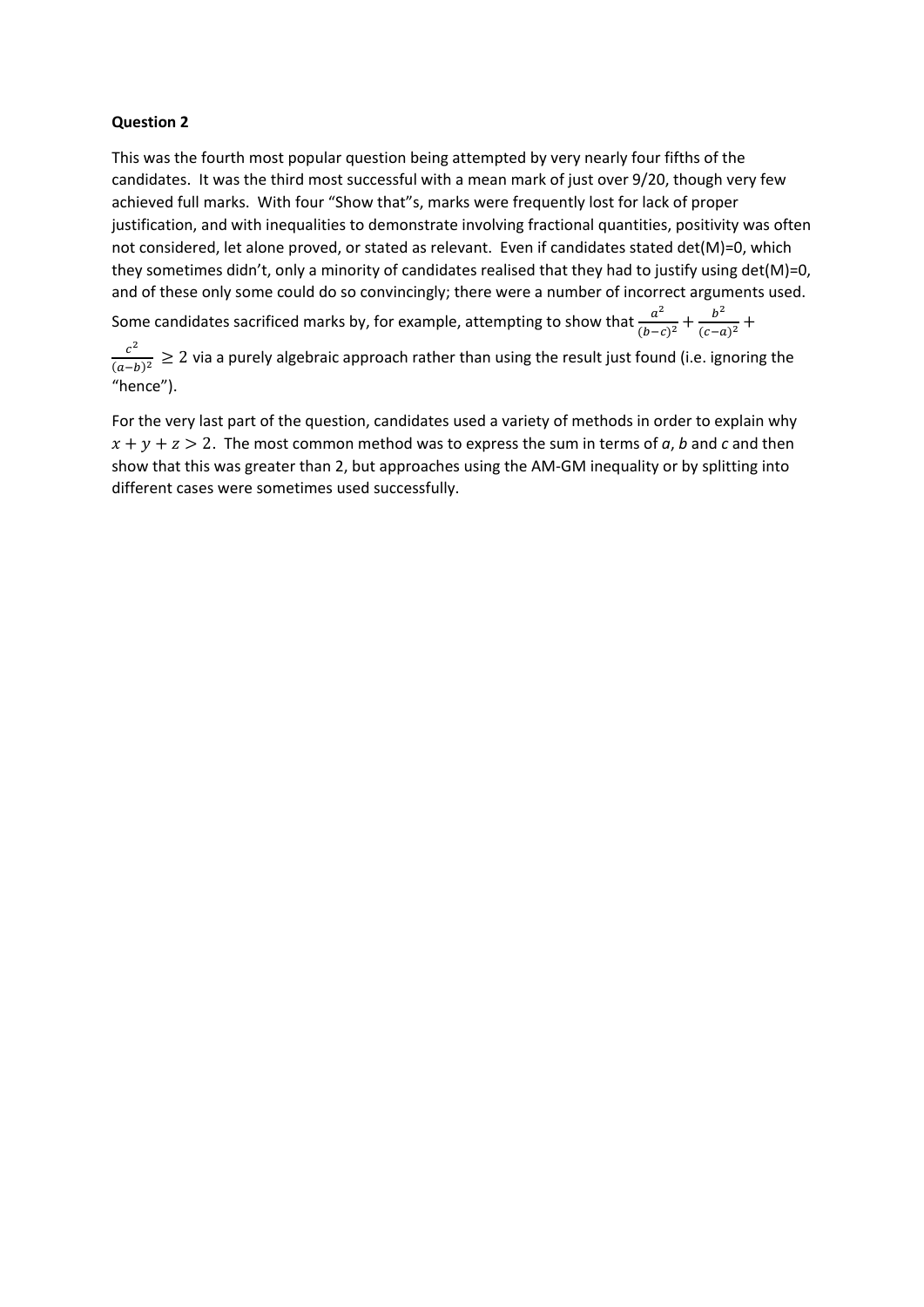**Question 2**

This was the fourth most popular question being attempted by very nearly four fifths of the candidates. It was the third most successful with a mean mark of just over 9/20, though very few achieved full marks. With four "Show that"s, marks were frequently lost for lack of proper justification, and with inequalities to demonstrate involving fractional quantities, positivity was often not considered, let alone proved, or stated as relevant. Even if candidates stated det(M)=0, which they sometimes didn't, only a minority of candidates realised that they had to justify using det(M)=0, and of these only some could do so convincingly; there were a number of incorrect arguments used. Some candidates sacrificed marks by, for example, attempting to show that $\frac{a^2}{(b-c)^2} + \frac{b^2}{(c-a)^2} + \frac{c^2}{(a-b)^2} \geq 2$ via a purely algebraic approach rather than using the result just found (i.e. ignoring the "hence").

For the very last part of the question, candidates used a variety of methods in order to explain why $x + y + z > 2$. The most common method was to express the sum in terms of *a*, *b* and *c* and then show that this was greater than 2, but approaches using the AM-GM inequality or by splitting into different cases were sometimes used successfully.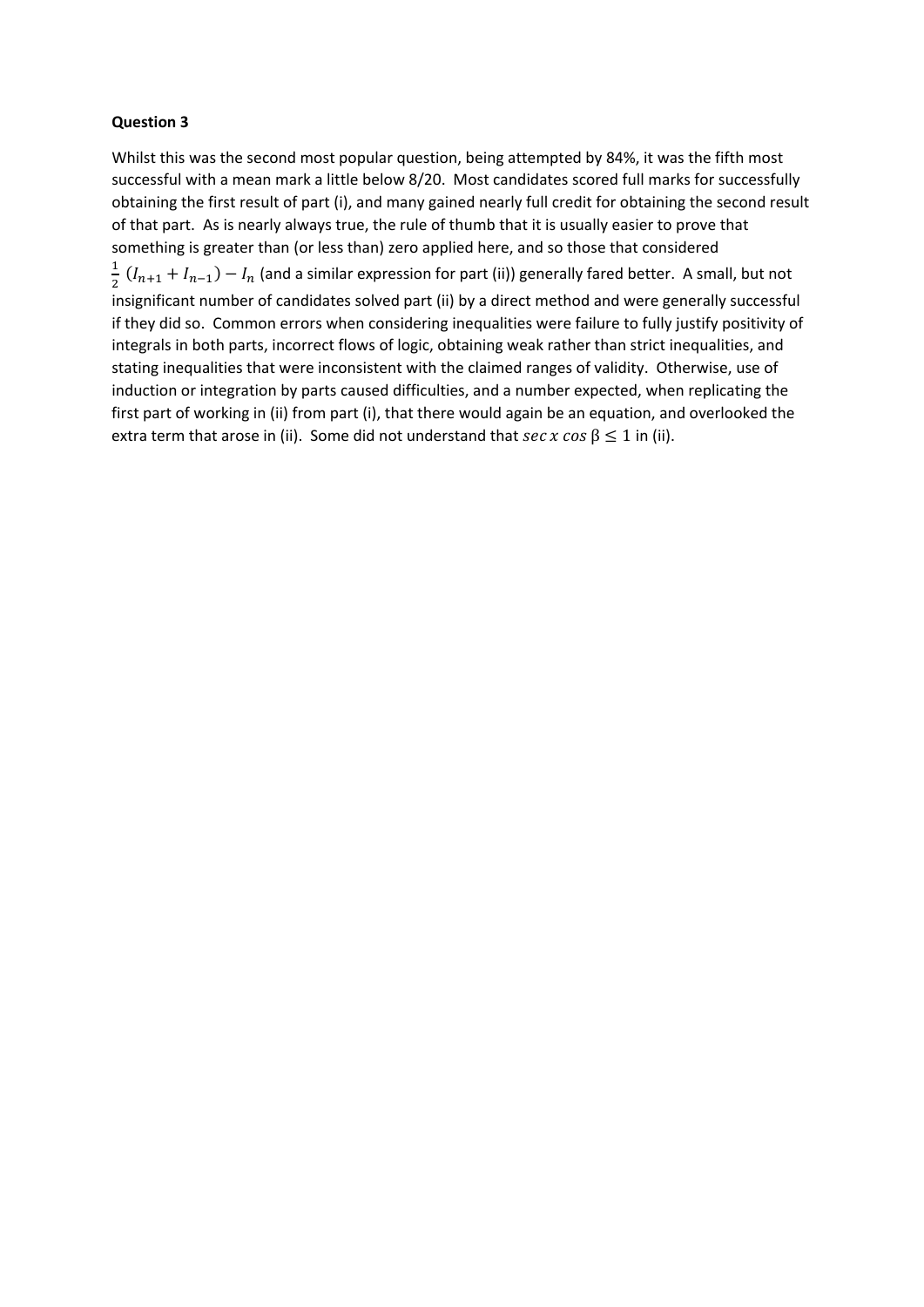**Question 3**

Whilst this was the second most popular question, being attempted by 84%, it was the fifth most successful with a mean mark a little below 8/20. Most candidates scored full marks for successfully obtaining the first result of part (i), and many gained nearly full credit for obtaining the second result of that part. As is nearly always true, the rule of thumb that it is usually easier to prove that something is greater than (or less than) zero applied here, and so those that considered $\frac{1}{2}(I_{n+1} + I_{n-1}) - I_n$ (and a similar expression for part (ii)) generally fared better. A small, but not insignificant number of candidates solved part (ii) by a direct method and were generally successful if they did so. Common errors when considering inequalities were failure to fully justify positivity of integrals in both parts, incorrect flows of logic, obtaining weak rather than strict inequalities, and stating inequalities that were inconsistent with the claimed ranges of validity. Otherwise, use of induction or integration by parts caused difficulties, and a number expected, when replicating the first part of working in (ii) from part (i), that there would again be an equation, and overlooked the extra term that arose in (ii). Some did not understand that $\sec x \cos \beta \leq 1$ in (ii).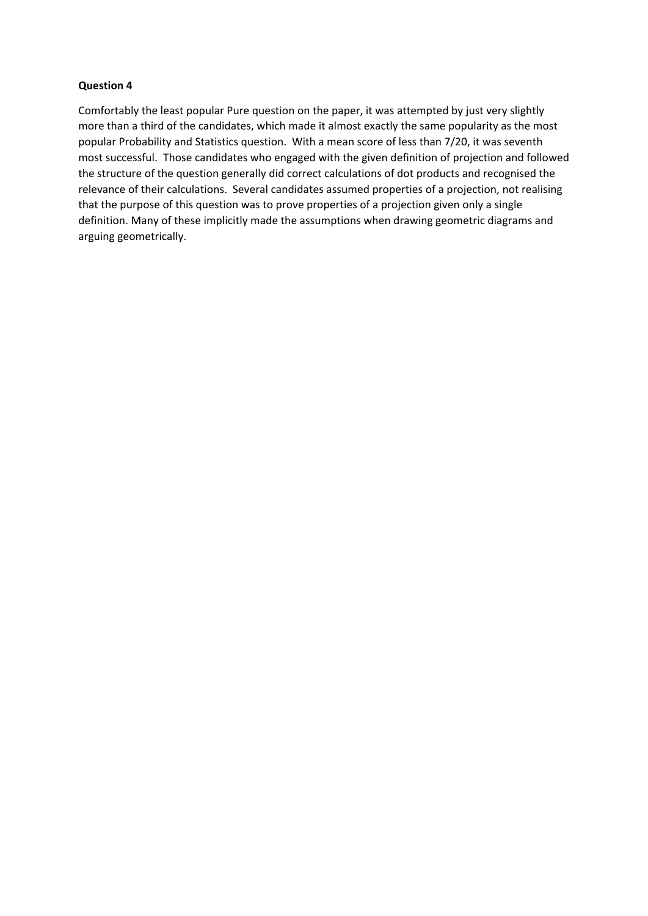**Question 4**

Comfortably the least popular Pure question on the paper, it was attempted by just very slightly more than a third of the candidates, which made it almost exactly the same popularity as the most popular Probability and Statistics question. With a mean score of less than 7/20, it was seventh most successful. Those candidates who engaged with the given definition of projection and followed the structure of the question generally did correct calculations of dot products and recognised the relevance of their calculations. Several candidates assumed properties of a projection, not realising that the purpose of this question was to prove properties of a projection given only a single definition. Many of these implicitly made the assumptions when drawing geometric diagrams and arguing geometrically.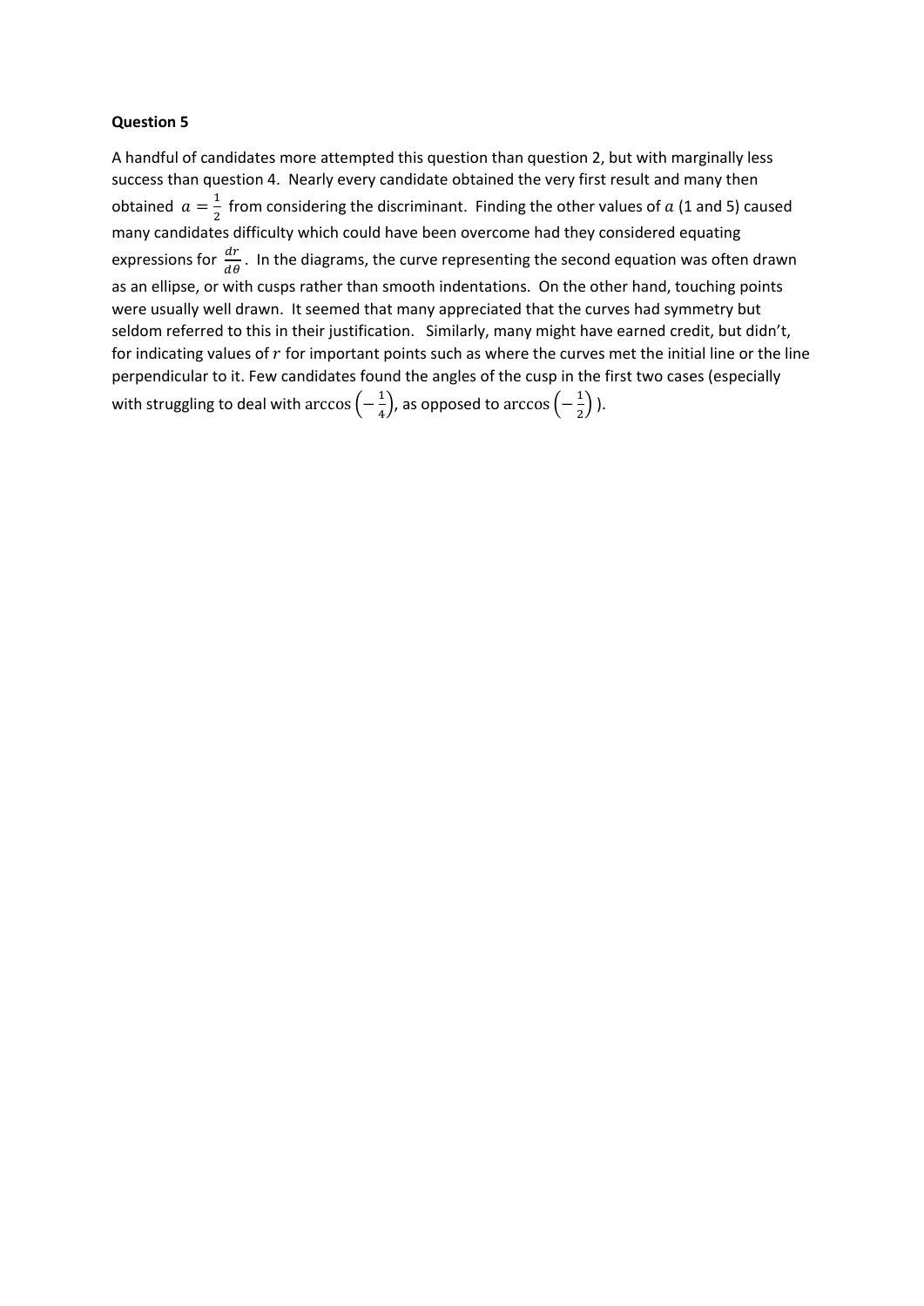**Question 5**

A handful of candidates more attempted this question than question 2, but with marginally less success than question 4. Nearly every candidate obtained the very first result and many then obtained $a = \frac{1}{2}$ from considering the discriminant. Finding the other values of $a$ (1 and 5) caused many candidates difficulty which could have been overcome had they considered equating expressions for $\frac{dr}{d\theta}$. In the diagrams, the curve representing the second equation was often drawn as an ellipse, or with cusps rather than smooth indentations. On the other hand, touching points were usually well drawn. It seemed that many appreciated that the curves had symmetry but seldom referred to this in their justification. Similarly, many might have earned credit, but didn't, for indicating values of $r$ for important points such as where the curves met the initial line or the line perpendicular to it. Few candidates found the angles of the cusp in the first two cases (especially with struggling to deal with $\arccos\left(-\frac{1}{4}\right)$, as opposed to $\arccos\left(-\frac{1}{2}\right)$ ).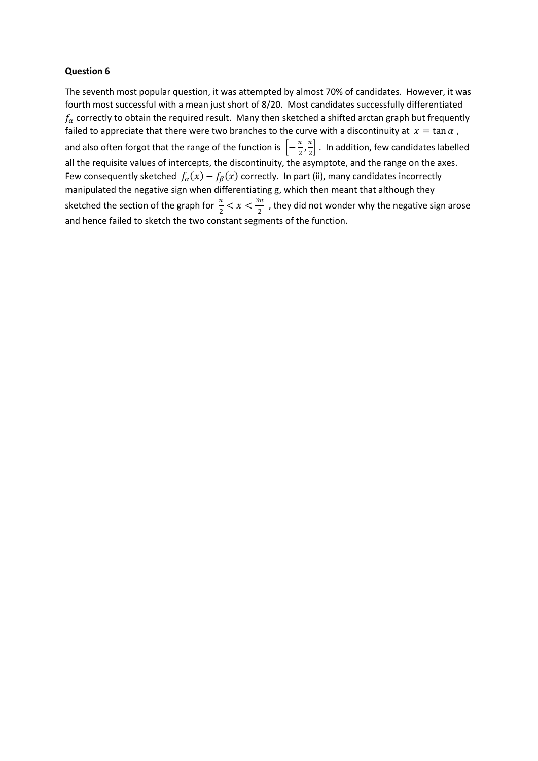**Question 6**

The seventh most popular question, it was attempted by almost 70% of candidates. However, it was fourth most successful with a mean just short of 8/20. Most candidates successfully differentiated $f_\alpha$ correctly to obtain the required result. Many then sketched a shifted arctan graph but frequently failed to appreciate that there were two branches to the curve with a discontinuity at $x = \tan\alpha$, and also often forgot that the range of the function is $\left[-\frac{\pi}{2}, \frac{\pi}{2}\right]$. In addition, few candidates labelled all the requisite values of intercepts, the discontinuity, the asymptote, and the range on the axes. Few consequently sketched $f_\alpha(x) - f_\beta(x)$ correctly. In part (ii), many candidates incorrectly manipulated the negative sign when differentiating g, which then meant that although they sketched the section of the graph for $\frac{\pi}{2} < x < \frac{3\pi}{2}$, they did not wonder why the negative sign arose and hence failed to sketch the two constant segments of the function.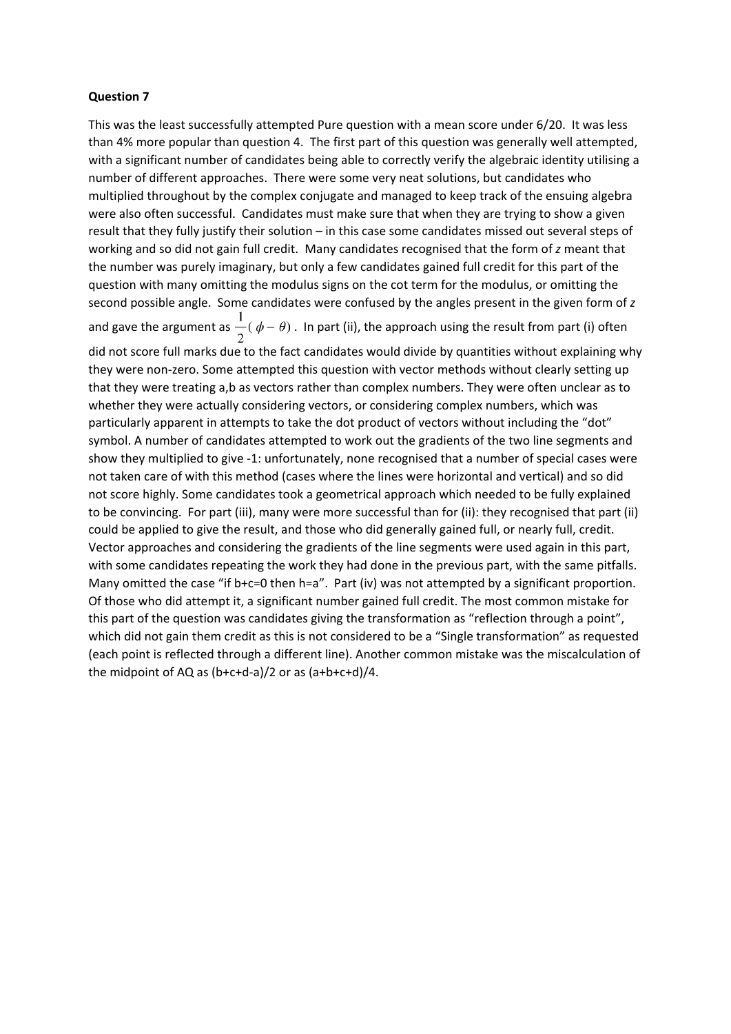**Question 7**

This was the least successfully attempted Pure question with a mean score under 6/20. It was less than 4% more popular than question 4. The first part of this question was generally well attempted, with a significant number of candidates being able to correctly verify the algebraic identity utilising a number of different approaches. There were some very neat solutions, but candidates who multiplied throughout by the complex conjugate and managed to keep track of the ensuing algebra were also often successful. Candidates must make sure that when they are trying to show a given result that they fully justify their solution – in this case some candidates missed out several steps of working and so did not gain full credit. Many candidates recognised that the form of *z* meant that the number was purely imaginary, but only a few candidates gained full credit for this part of the question with many omitting the modulus signs on the cot term for the modulus, or omitting the second possible angle. Some candidates were confused by the angles present in the given form of *z* and gave the argument as $\frac{1}{2}(\phi - \theta)$. In part (ii), the approach using the result from part (i) often did not score full marks due to the fact candidates would divide by quantities without explaining why they were non-zero. Some attempted this question with vector methods without clearly setting up that they were treating a,b as vectors rather than complex numbers. They were often unclear as to whether they were actually considering vectors, or considering complex numbers, which was particularly apparent in attempts to take the dot product of vectors without including the "dot" symbol. A number of candidates attempted to work out the gradients of the two line segments and show they multiplied to give -1: unfortunately, none recognised that a number of special cases were not taken care of with this method (cases where the lines were horizontal and vertical) and so did not score highly. Some candidates took a geometrical approach which needed to be fully explained to be convincing. For part (iii), many were more successful than for (ii): they recognised that part (ii) could be applied to give the result, and those who did generally gained full, or nearly full, credit. Vector approaches and considering the gradients of the line segments were used again in this part, with some candidates repeating the work they had done in the previous part, with the same pitfalls. Many omitted the case "if b+c=0 then h=a". Part (iv) was not attempted by a significant proportion. Of those who did attempt it, a significant number gained full credit. The most common mistake for this part of the question was candidates giving the transformation as "reflection through a point", which did not gain them credit as this is not considered to be a "Single transformation" as requested (each point is reflected through a different line). Another common mistake was the miscalculation of the midpoint of AQ as (b+c+d-a)/2 or as (a+b+c+d)/4.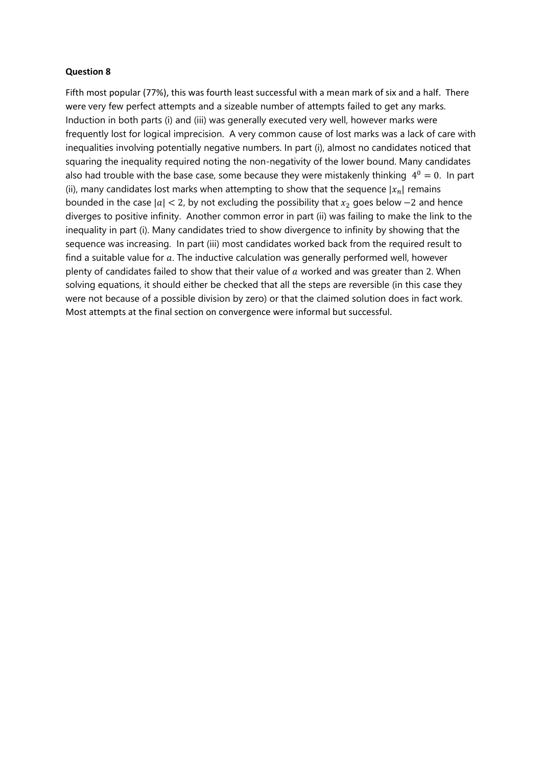**Question 8**

Fifth most popular (77%), this was fourth least successful with a mean mark of six and a half. There were very few perfect attempts and a sizeable number of attempts failed to get any marks. Induction in both parts (i) and (iii) was generally executed very well, however marks were frequently lost for logical imprecision. A very common cause of lost marks was a lack of care with inequalities involving potentially negative numbers. In part (i), almost no candidates noticed that squaring the inequality required noting the non-negativity of the lower bound. Many candidates also had trouble with the base case, some because they were mistakenly thinking $4^0 = 0$. In part (ii), many candidates lost marks when attempting to show that the sequence $|x_n|$ remains bounded in the case $|a| < 2$, by not excluding the possibility that $x_2$ goes below $-2$ and hence diverges to positive infinity. Another common error in part (ii) was failing to make the link to the inequality in part (i). Many candidates tried to show divergence to infinity by showing that the sequence was increasing. In part (iii) most candidates worked back from the required result to find a suitable value for $a$. The inductive calculation was generally performed well, however plenty of candidates failed to show that their value of $a$ worked and was greater than 2. When solving equations, it should either be checked that all the steps are reversible (in this case they were not because of a possible division by zero) or that the claimed solution does in fact work. Most attempts at the final section on convergence were informal but successful.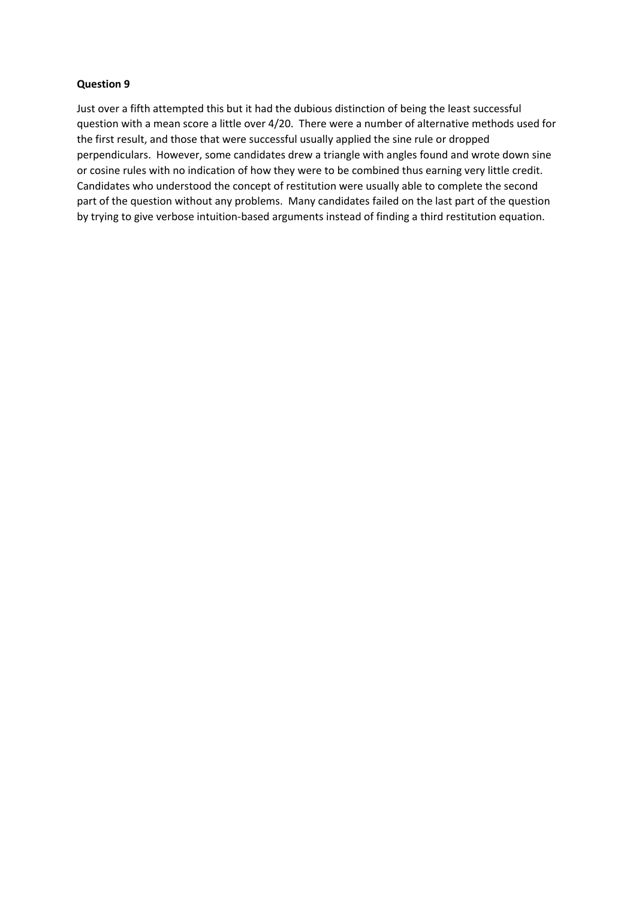**Question 9**

Just over a fifth attempted this but it had the dubious distinction of being the least successful question with a mean score a little over 4/20. There were a number of alternative methods used for the first result, and those that were successful usually applied the sine rule or dropped perpendiculars. However, some candidates drew a triangle with angles found and wrote down sine or cosine rules with no indication of how they were to be combined thus earning very little credit. Candidates who understood the concept of restitution were usually able to complete the second part of the question without any problems. Many candidates failed on the last part of the question by trying to give verbose intuition-based arguments instead of finding a third restitution equation.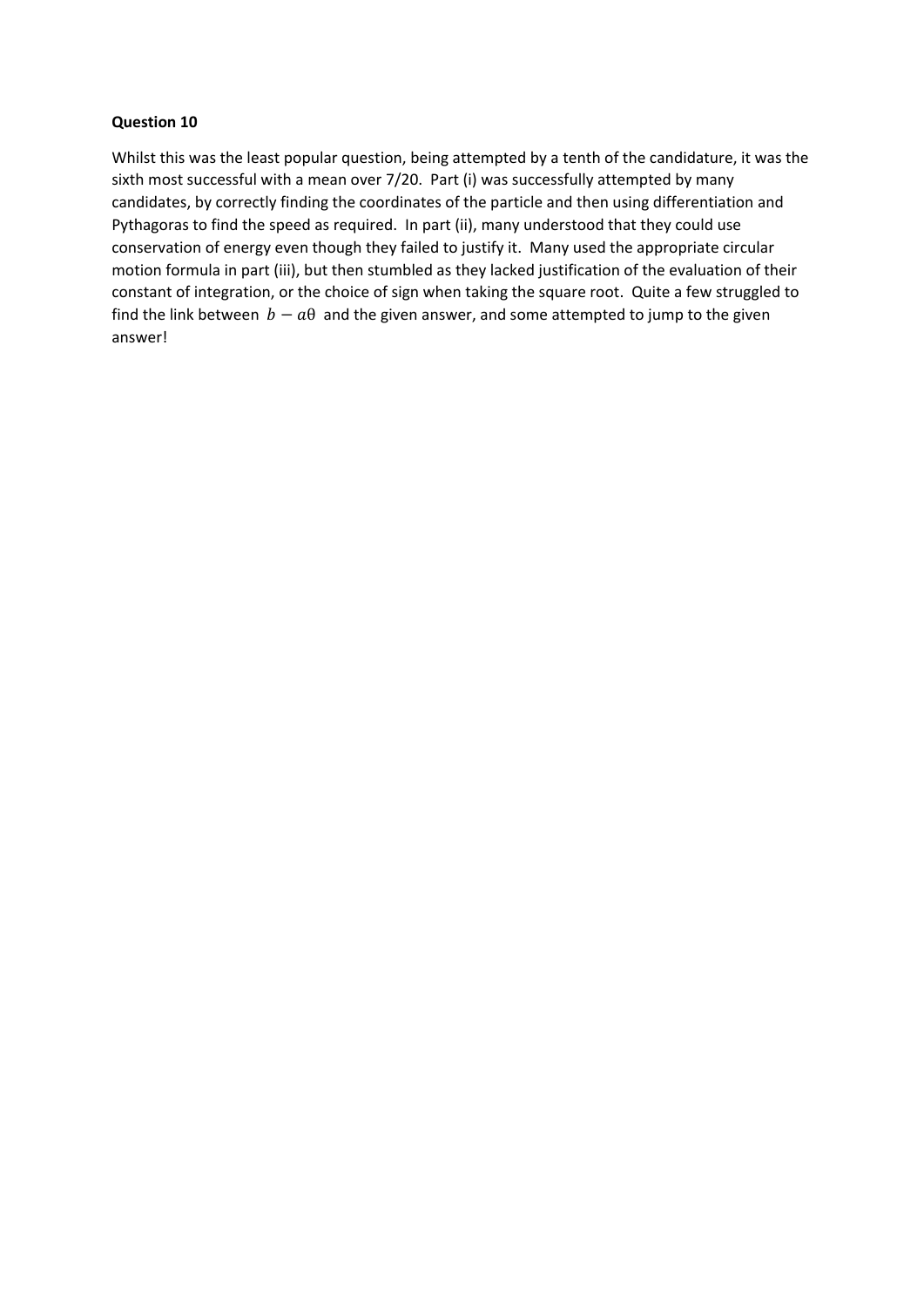**Question 10**

Whilst this was the least popular question, being attempted by a tenth of the candidature, it was the sixth most successful with a mean over 7/20. Part (i) was successfully attempted by many candidates, by correctly finding the coordinates of the particle and then using differentiation and Pythagoras to find the speed as required. In part (ii), many understood that they could use conservation of energy even though they failed to justify it. Many used the appropriate circular motion formula in part (iii), but then stumbled as they lacked justification of the evaluation of their constant of integration, or the choice of sign when taking the square root. Quite a few struggled to find the link between $b - a\theta$ and the given answer, and some attempted to jump to the given answer!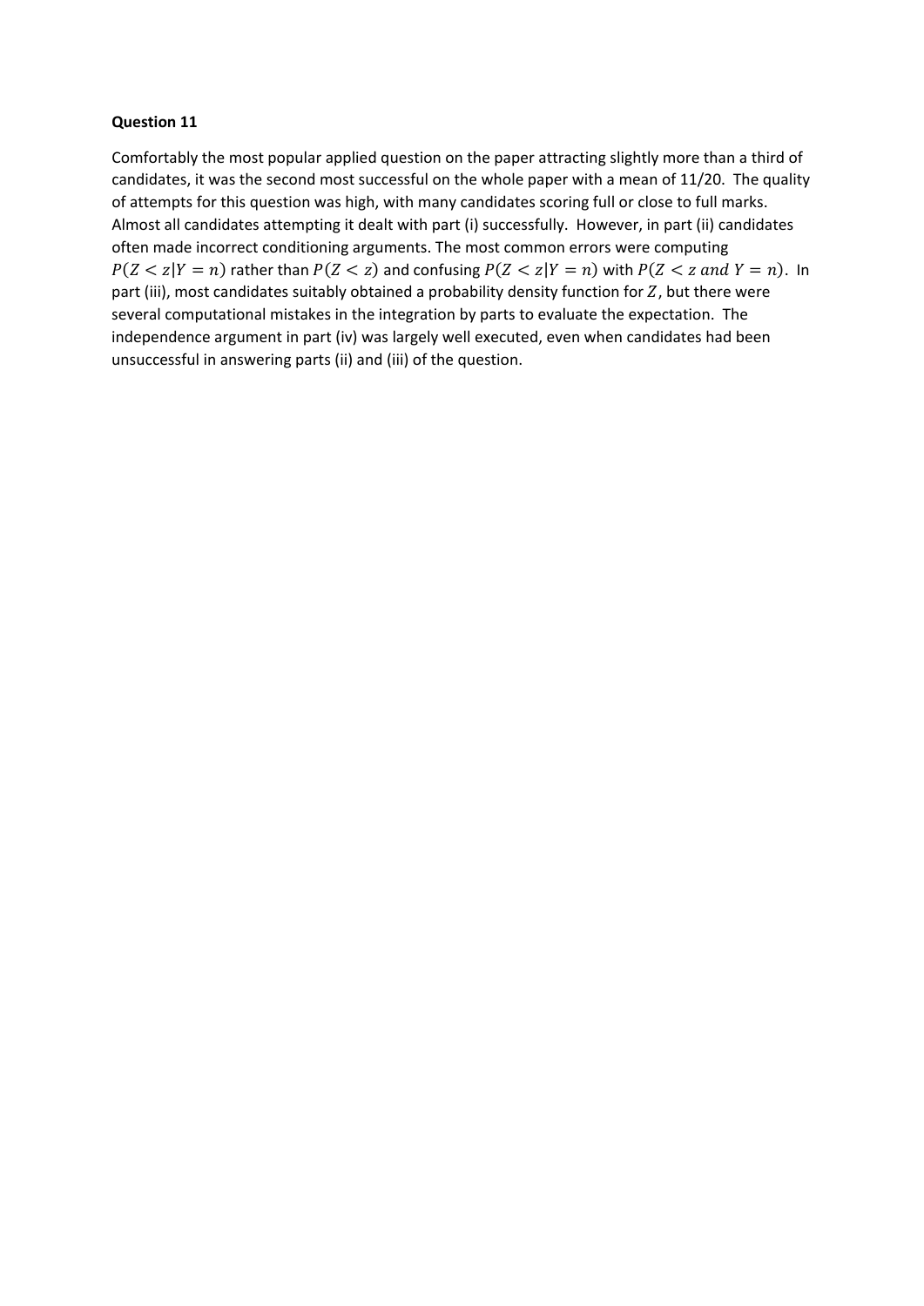**Question 11**

Comfortably the most popular applied question on the paper attracting slightly more than a third of candidates, it was the second most successful on the whole paper with a mean of 11/20. The quality of attempts for this question was high, with many candidates scoring full or close to full marks. Almost all candidates attempting it dealt with part (i) successfully. However, in part (ii) candidates often made incorrect conditioning arguments. The most common errors were computing $P(Z < z|Y = n)$ rather than $P(Z < z)$ and confusing $P(Z < z|Y = n)$ with $P(Z < z \text{ and } Y = n)$. In part (iii), most candidates suitably obtained a probability density function for $Z$, but there were several computational mistakes in the integration by parts to evaluate the expectation. The independence argument in part (iv) was largely well executed, even when candidates had been unsuccessful in answering parts (ii) and (iii) of the question.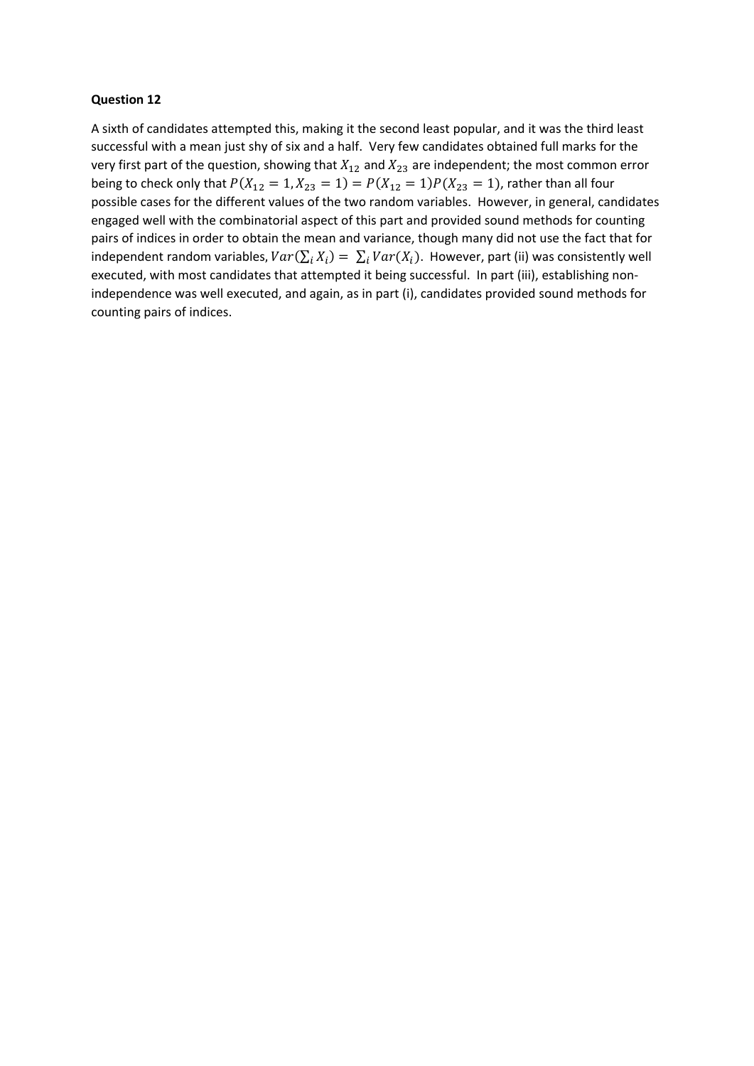**Question 12**

A sixth of candidates attempted this, making it the second least popular, and it was the third least successful with a mean just shy of six and a half. Very few candidates obtained full marks for the very first part of the question, showing that $X_{12}$ and $X_{23}$ are independent; the most common error being to check only that $P(X_{12} = 1, X_{23} = 1) = P(X_{12} = 1)P(X_{23} = 1)$, rather than all four possible cases for the different values of the two random variables. However, in general, candidates engaged well with the combinatorial aspect of this part and provided sound methods for counting pairs of indices in order to obtain the mean and variance, though many did not use the fact that for independent random variables, $Var(\sum_i X_i) = \sum_i Var(X_i)$. However, part (ii) was consistently well executed, with most candidates that attempted it being successful. In part (iii), establishing non-independence was well executed, and again, as in part (i), candidates provided sound methods for counting pairs of indices.